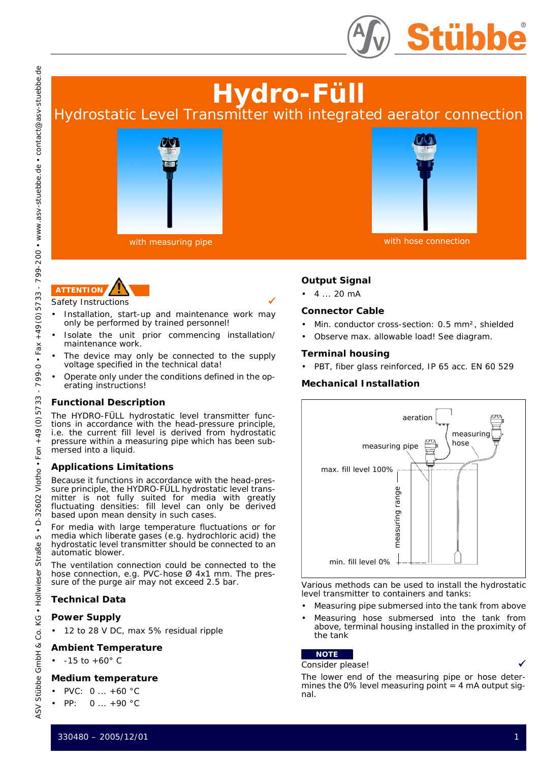# Hydro-Füll

Hydrostatic Level Transmitter with integrated aerator connection

with measuring pipe

with hose connection

**ATTENTION**

Safety Instructions ✓

- Installation, start-up and maintenance work may only be performed by trained personnel!
- Isolate the unit prior commencing installation/ maintenance work.
- The device may only be connected to the supply voltage specified in the technical data!
- Operate only under the conditions defined in the operating instructions!

## Functional Description

The HYDRO-FÜLL hydrostatic level transmitter functions in accordance with the head-pressure principle, i.e. the current fill level is derived from hydrostatic pressure within a measuring pipe which has been submersed into a liquid.

## Applications Limitations

Because it functions in accordance with the head-pressure principle, the HYDRO-FÜLL hydrostatic level transmitter is not fully suited for media with greatly fluctuating densities: fill level can only be derived based upon mean density in such cases.

For media with large temperature fluctuations or for media which liberate gases (e.g. hydrochloric acid) the hydrostatic level transmitter should be connected to an automatic blower.

The ventilation connection could be connected to the hose connection, e.g. PVC-hose Ø 4x1 mm. The pressure of the purge air may not exceed 2.5 bar.

## Technical Data

### Power Supply

- 12 to 28 V DC, max 5% residual ripple

### Ambient Temperature

- -15 to +60° C

### Medium temperature

- PVC: 0 ... +60 °C
- PP: 0 ... +90 °C

### Output Signal

- 4 ... 20 mA

### Connector Cable

- Min. conductor cross-section: 0.5 mm², shielded
- Observe max. allowable load! See diagram.

### Terminal housing

- PBT, fiber glass reinforced, IP 65 acc. EN 60 529

### Mechanical Installation

Various methods can be used to install the hydrostatic level transmitter to containers and tanks:

- Measuring pipe submersed into the tank from above
- Measuring hose submersed into the tank from above, terminal housing installed in the proximity of the tank

**NOTE**

Consider please! ✓

The lower end of the measuring pipe or hose determines the 0% level measuring point = 4 mA output signal.

330480 – 2005/12/01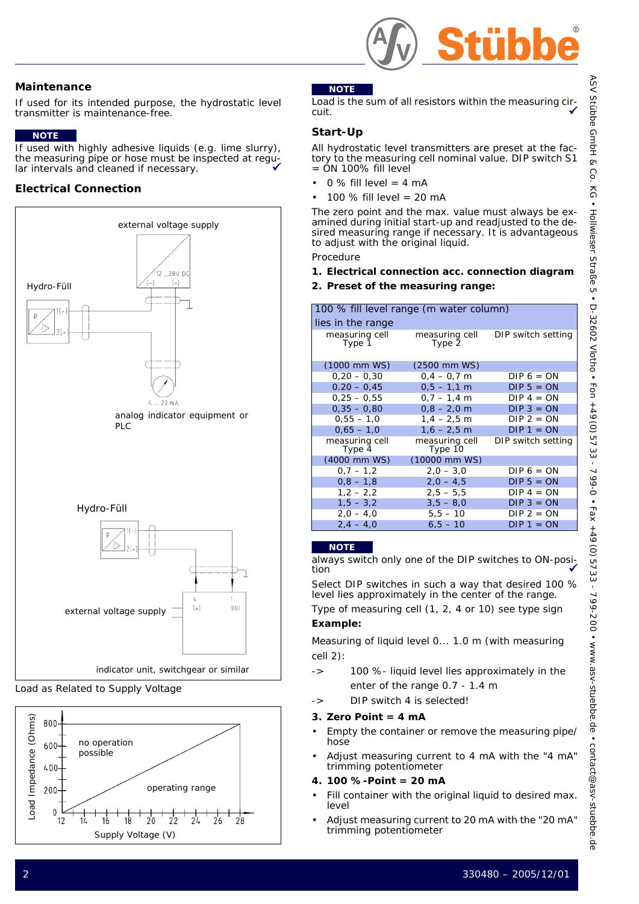## Maintenance

If used for its intended purpose, the hydrostatic level transmitter is maintenance-free.

**NOTE**

If used with highly adhesive liquids (e.g. lime slurry), the measuring pipe or hose must be inspected at regular intervals and cleaned if necessary. ✓

## Electrical Connection

external voltage supply

12 ...28V DC (-) (+)

Hydro-Füll

P 1(-) 2(+)

4 ... 20 mA

analog indicator equipment or PLC

Hydro-Füll

P 1(-) 2(+)

external voltage supply

4 (+) 1 (IN)

indicator unit, switchgear or similar

Load as Related to Supply Voltage

Load Impedance (Ohms): 0, 200, 400, 600, 800

no operation possible

operating range

Supply Voltage (V): 12, 14, 16, 18, 20, 22, 24, 26, 28

**NOTE**

Load is the sum of all resistors within the measuring circuit. ✓

## Start-Up

All hydrostatic level transmitters are preset at the factory to the measuring cell nominal value. DIP switch S1 = ON 100% fill level

- 0 % fill level = 4 mA
- 100 % fill level = 20 mA

The zero point and the max. value must always be examined during initial start-up and readjusted to the desired measuring range if necessary. It is advantageous to adjust with the original liquid.

Procedure

**1. Electrical connection acc. connection diagram**

**2. Preset of the measuring range:**

| 100 % fill level range (m water column) lies in the range | | |
|---|---|---|
| measuring cell Type 1 | measuring cell Type 2 | DIP switch setting |
| (1000 mm WS) | (2500 mm WS) | |
| 0,20 – 0,30 | 0,4 – 0,7 m | DIP 6 = ON |
| 0.20 – 0,45 | 0,5 – 1,1 m | DIP 5 = ON |
| 0,25 – 0,55 | 0,7 – 1,4 m | DIP 4 = ON |
| 0,35 – 0,80 | 0,8 – 2,0 m | DIP 3 = ON |
| 0,55 – 1,0 | 1,4 – 2,5 m | DIP 2 = ON |
| 0,65 – 1,0 | 1,6 – 2,5 m | DIP 1 = ON |
| measuring cell Type 4 | measuring cell Type 10 | DIP switch setting |
| (4000 mm WS) | (10000 mm WS) | |
| 0,7 – 1,2 | 2,0 – 3,0 | DIP 6 = ON |
| 0,8 – 1,8 | 2,0 – 4,5 | DIP 5 = ON |
| 1,2 – 2,2 | 2,5 – 5,5 | DIP 4 = ON |
| 1,5 – 3,2 | 3,5 – 8,0 | DIP 3 = ON |
| 2,0 – 4,0 | 5,5 – 10 | DIP 2 = ON |
| 2,4 – 4,0 | 6,5 – 10 | DIP 1 = ON |

**NOTE**

always switch only one of the DIP switches to ON-position ✓

Select DIP switches in such a way that desired 100 % level lies approximately in the center of the range.

Type of measuring cell (1, 2, 4 or 10) see type sign

**Example:**

Measuring of liquid level 0... 1.0 m (with measuring cell 2):

-> 100 %- liquid level lies approximately in the enter of the range 0.7 - 1.4 m

-> DIP switch 4 is selected!

**3. Zero Point = 4 mA**

- Empty the container or remove the measuring pipe/hose
- Adjust measuring current to 4 mA with the "4 mA" trimming potentiometer

**4. 100 % -Point = 20 mA**

- Fill container with the original liquid to desired max. level
- Adjust measuring current to 20 mA with the "20 mA" trimming potentiometer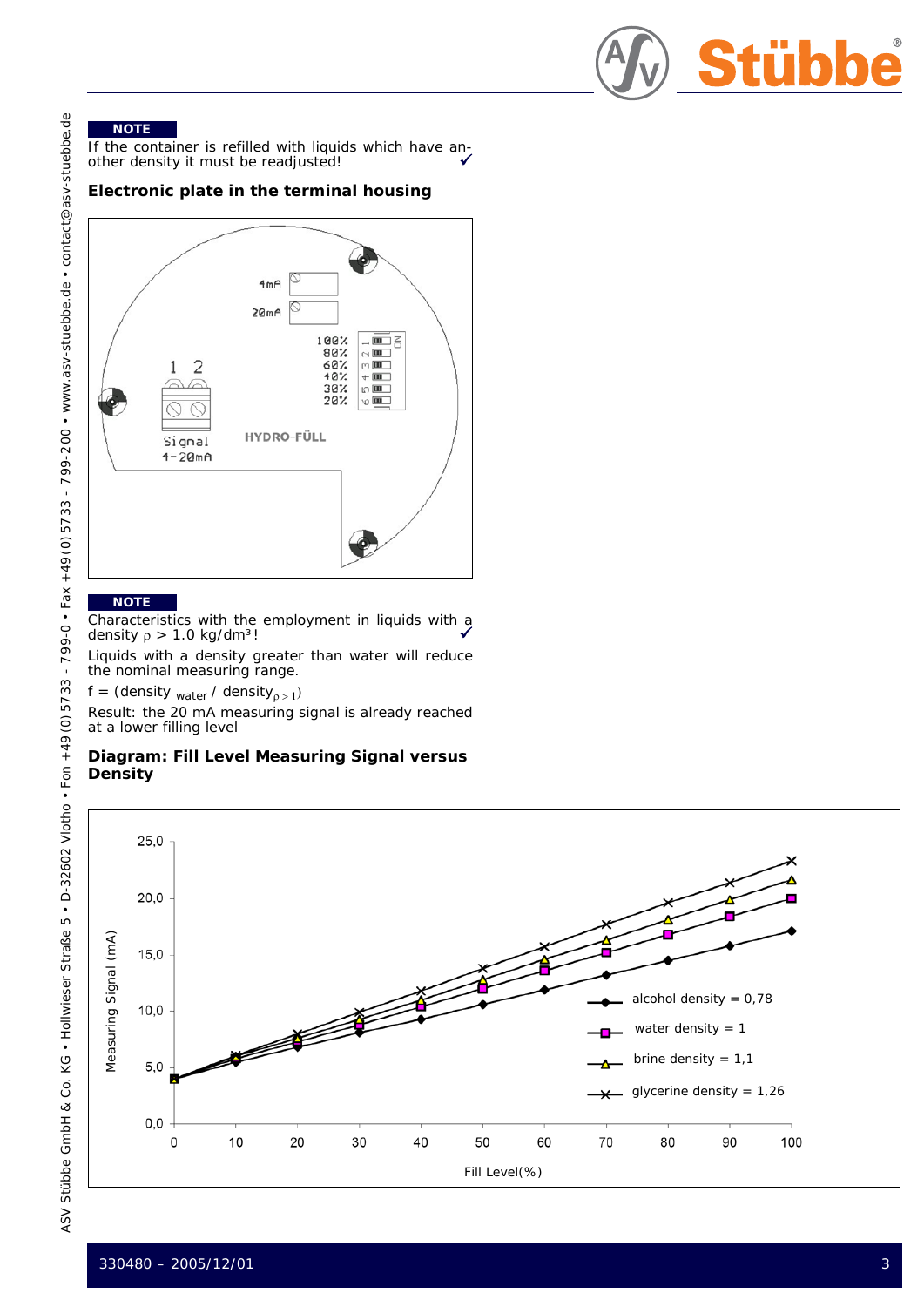**NOTE**

If the container is refilled with liquids which have another density it must be readjusted! ✓

## Electronic plate in the terminal housing

4mA

20mA

100%
80%
60%
40%
30%
20%

1 2

Signal
4-20mA

HYDRO-FÜLL

**NOTE**

Characteristics with the employment in liquids with a density $\rho$ > 1.0 kg/dm³! ✓

Liquids with a density greater than water will reduce the nominal measuring range.

f = (density $_{water}$ / density$_{\rho > 1}$)

Result: the 20 mA measuring signal is already reached at a lower filling level

## Diagram: Fill Level Measuring Signal versus Density

Measuring Signal (mA)

Fill Level(%)

- alcohol density = 0,78
- water density = 1
- brine density = 1,1
- glycerine density = 1,26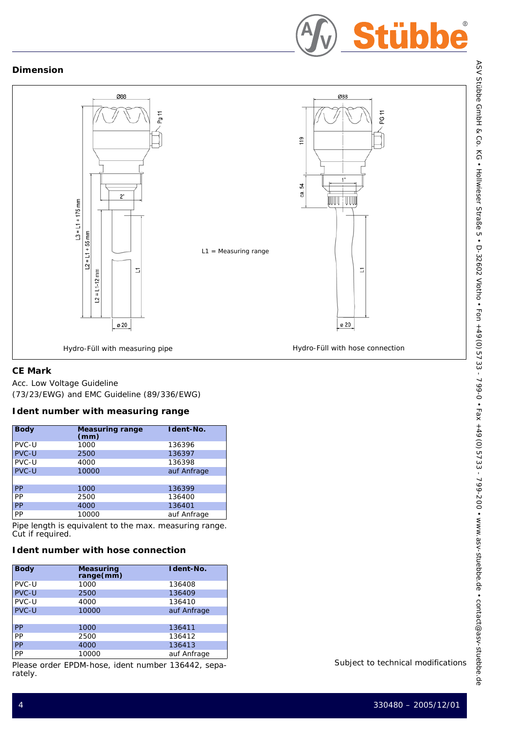## Dimension

Ø88

Pg 11

2"

L3 = L1 + 175 mm

L2 = L1 + 55 mm

L2 = L1-12 mm

L1

ø 20

Hydro-Füll with measuring pipe

L1 = Measuring range

Ø88

PG 11

119

ca. 54

1"

L1

ø 20

Hydro-Füll with hose connection

## CE Mark

Acc. Low Voltage Guideline
(73/23/EWG) and EMC Guideline (89/336/EWG)

## Ident number with measuring range

| Body | Measuring range (mm) | Ident-No. |
|---|---|---|
| PVC-U | 1000 | 136396 |
| PVC-U | 2500 | 136397 |
| PVC-U | 4000 | 136398 |
| PVC-U | 10000 | auf Anfrage |
| | | |
| PP | 1000 | 136399 |
| PP | 2500 | 136400 |
| PP | 4000 | 136401 |
| PP | 10000 | auf Anfrage |

Pipe length is equivalent to the max. measuring range. Cut if required.

## Ident number with hose connection

| Body | Measuring range(mm) | Ident-No. |
|---|---|---|
| PVC-U | 1000 | 136408 |
| PVC-U | 2500 | 136409 |
| PVC-U | 4000 | 136410 |
| PVC-U | 10000 | auf Anfrage |
| | | |
| PP | 1000 | 136411 |
| PP | 2500 | 136412 |
| PP | 4000 | 136413 |
| PP | 10000 | auf Anfrage |

Please order EPDM-hose, ident number 136442, separately.

Subject to technical modifications

330480 – 2005/12/01